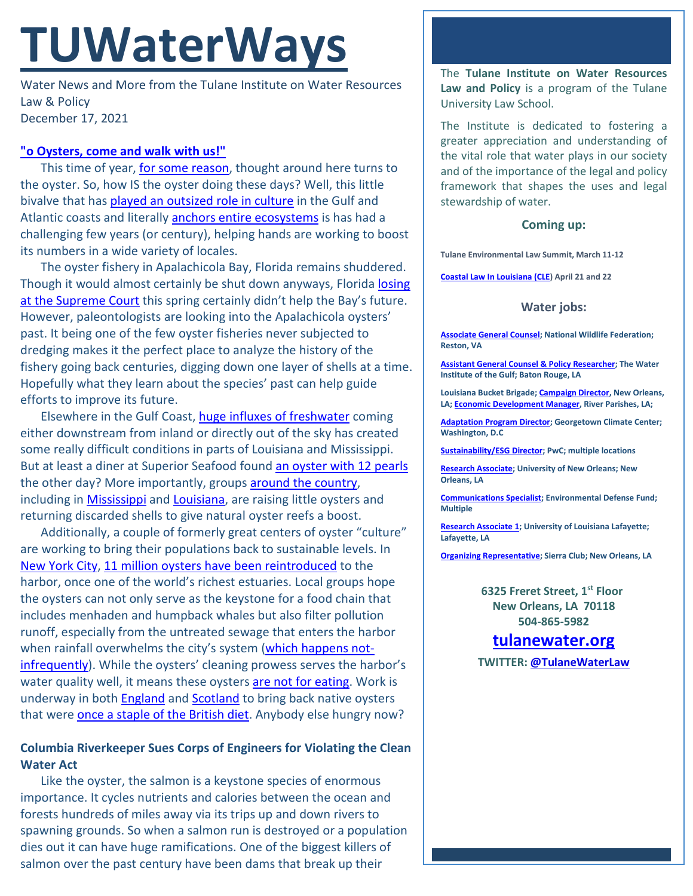# TUWaterWays

Water News and More from the Tulane Institute on Water Resources Law & Policy
December 17, 2021

### "o Oysters, come and walk with us!"

This time of year, for some reason, thought around here turns to the oyster. So, how IS the oyster doing these days? Well, this little bivalve that has played an outsized role in culture in the Gulf and Atlantic coasts and literally anchors entire ecosystems is has had a challenging few years (or century), helping hands are working to boost its numbers in a wide variety of locales.

The oyster fishery in Apalachicola Bay, Florida remains shuddered. Though it would almost certainly be shut down anyways, Florida losing at the Supreme Court this spring certainly didn't help the Bay's future. However, paleontologists are looking into the Apalachicola oysters' past. It being one of the few oyster fisheries never subjected to dredging makes it the perfect place to analyze the history of the fishery going back centuries, digging down one layer of shells at a time. Hopefully what they learn about the species' past can help guide efforts to improve its future.

Elsewhere in the Gulf Coast, huge influxes of freshwater coming either downstream from inland or directly out of the sky has created some really difficult conditions in parts of Louisiana and Mississippi. But at least a diner at Superior Seafood found an oyster with 12 pearls the other day? More importantly, groups around the country, including in Mississippi and Louisiana, are raising little oysters and returning discarded shells to give natural oyster reefs a boost.

Additionally, a couple of formerly great centers of oyster "culture" are working to bring their populations back to sustainable levels. In New York City, 11 million oysters have been reintroduced to the harbor, once one of the world's richest estuaries. Local groups hope the oysters can not only serve as the keystone for a food chain that includes menhaden and humpback whales but also filter pollution runoff, especially from the untreated sewage that enters the harbor when rainfall overwhelms the city's system (which happens not-infrequently). While the oysters' cleaning prowess serves the harbor's water quality well, it means these oysters are not for eating. Work is underway in both England and Scotland to bring back native oysters that were once a staple of the British diet. Anybody else hungry now?

### Columbia Riverkeeper Sues Corps of Engineers for Violating the Clean Water Act

Like the oyster, the salmon is a keystone species of enormous importance. It cycles nutrients and calories between the ocean and forests hundreds of miles away via its trips up and down rivers to spawning grounds. So when a salmon run is destroyed or a population dies out it can have huge ramifications. One of the biggest killers of salmon over the past century have been dams that break up their

The **Tulane Institute on Water Resources Law and Policy** is a program of the Tulane University Law School.

The Institute is dedicated to fostering a greater appreciation and understanding of the vital role that water plays in our society and of the importance of the legal and policy framework that shapes the uses and legal stewardship of water.

#### Coming up:

**Tulane Environmental Law Summit, March 11-12**

**Coastal Law In Louisiana (CLE) April 21 and 22**

#### Water jobs:

**Associate General Counsel; National Wildlife Federation; Reston, VA**

**Assistant General Counsel & Policy Researcher; The Water Institute of the Gulf; Baton Rouge, LA**

**Louisiana Bucket Brigade; Campaign Director, New Orleans, LA; Economic Development Manager, River Parishes, LA;**

**Adaptation Program Director; Georgetown Climate Center; Washington, D.C**

**Sustainability/ESG Director; PwC; multiple locations**

**Research Associate; University of New Orleans; New Orleans, LA**

**Communications Specialist; Environmental Defense Fund; Multiple**

**Research Associate 1; University of Louisiana Lafayette; Lafayette, LA**

**Organizing Representative; Sierra Club; New Orleans, LA**

**6325 Freret Street, 1st Floor**
**New Orleans, LA 70118**
**504-865-5982**

**tulanewater.org**

**TWITTER: @TulaneWaterLaw**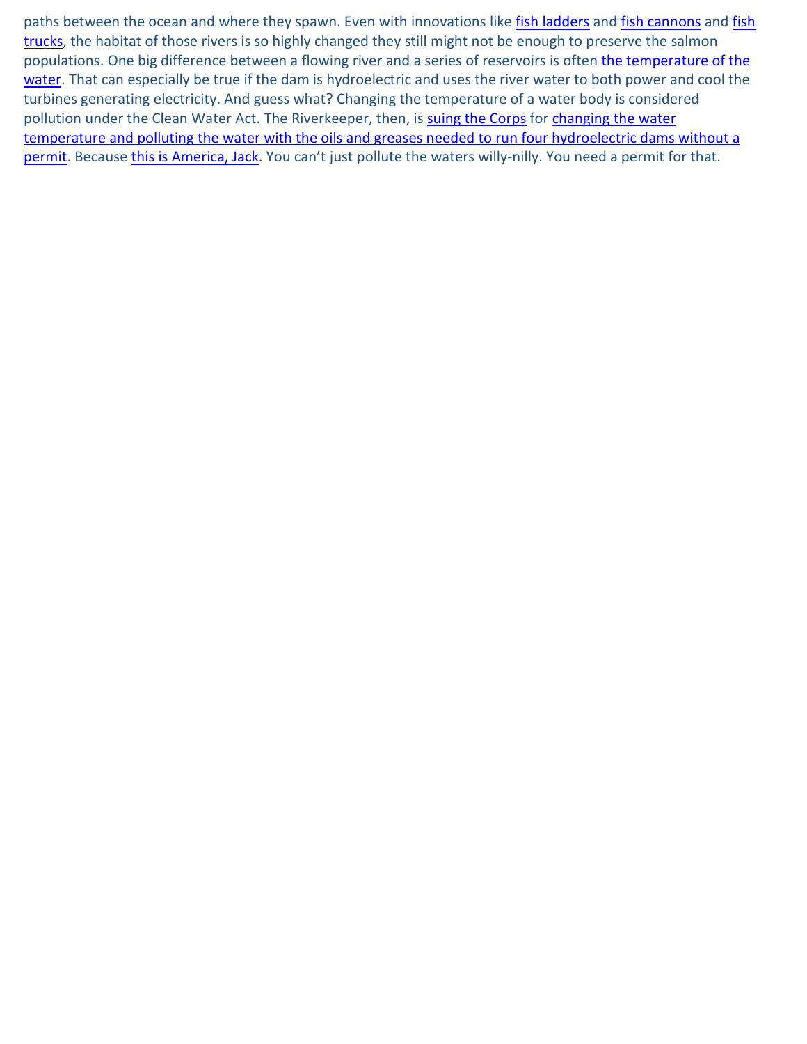paths between the ocean and where they spawn. Even with innovations like fish ladders and fish cannons and fish trucks, the habitat of those rivers is so highly changed they still might not be enough to preserve the salmon populations. One big difference between a flowing river and a series of reservoirs is often the temperature of the water. That can especially be true if the dam is hydroelectric and uses the river water to both power and cool the turbines generating electricity. And guess what? Changing the temperature of a water body is considered pollution under the Clean Water Act. The Riverkeeper, then, is suing the Corps for changing the water temperature and polluting the water with the oils and greases needed to run four hydroelectric dams without a permit. Because this is America, Jack. You can't just pollute the waters willy-nilly. You need a permit for that.